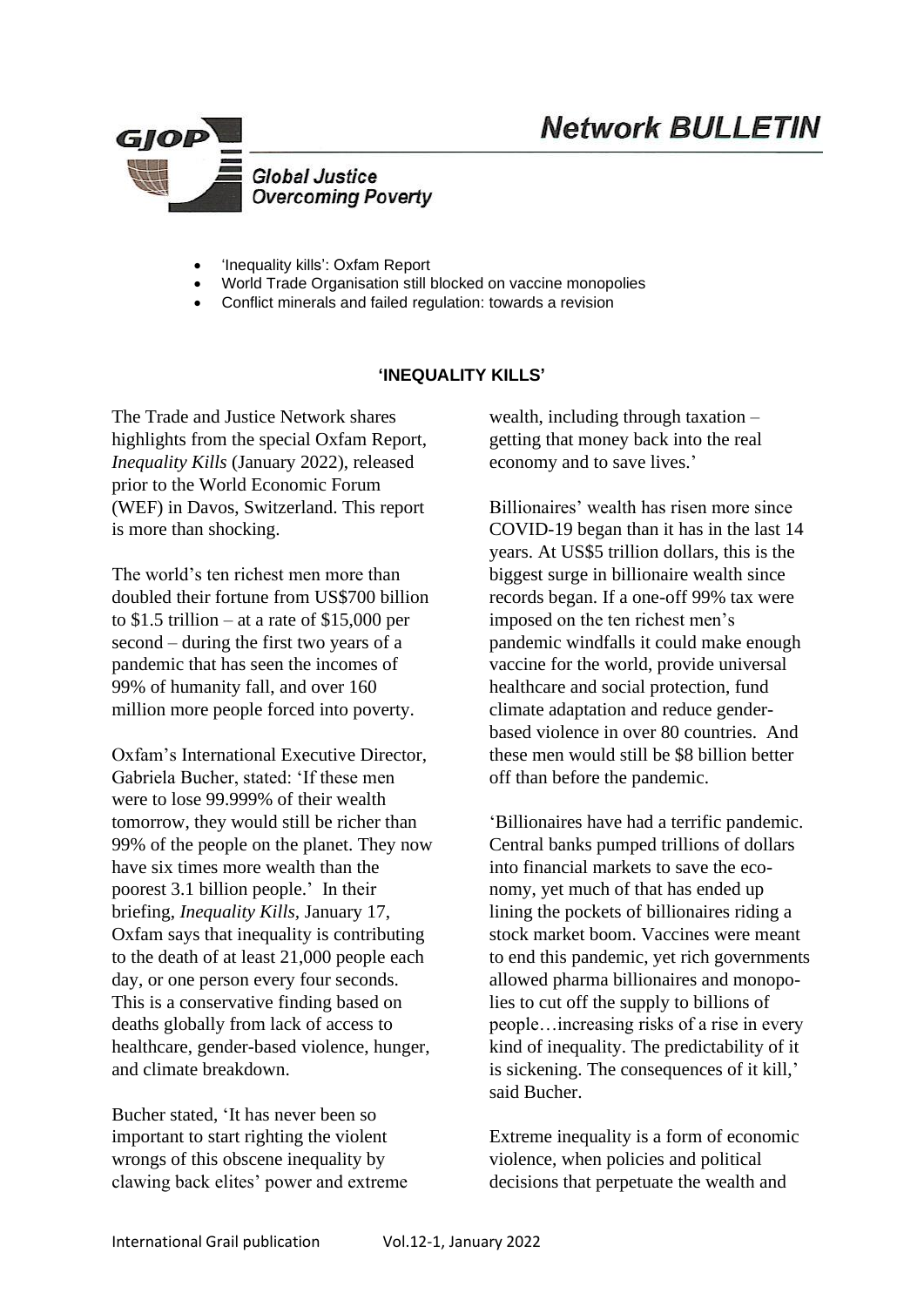# Network BULLETIN

**GJOP**

*Global Justice Overcoming Poverty*

- 'Inequality kills': Oxfam Report
- World Trade Organisation still blocked on vaccine monopolies
- Conflict minerals and failed regulation: towards a revision

## 'INEQUALITY KILLS'

The Trade and Justice Network shares highlights from the special Oxfam Report, *Inequality Kills* (January 2022), released prior to the World Economic Forum (WEF) in Davos, Switzerland. This report is more than shocking.

The world's ten richest men more than doubled their fortune from US$700 billion to $1.5 trillion – at a rate of $15,000 per second – during the first two years of a pandemic that has seen the incomes of 99% of humanity fall, and over 160 million more people forced into poverty.

Oxfam's International Executive Director, Gabriela Bucher, stated: 'If these men were to lose 99.999% of their wealth tomorrow, they would still be richer than 99% of the people on the planet. They now have six times more wealth than the poorest 3.1 billion people.' In their briefing, *Inequality Kills*, January 17, Oxfam says that inequality is contributing to the death of at least 21,000 people each day, or one person every four seconds. This is a conservative finding based on deaths globally from lack of access to healthcare, gender-based violence, hunger, and climate breakdown.

Bucher stated, 'It has never been so important to start righting the violent wrongs of this obscene inequality by clawing back elites' power and extreme wealth, including through taxation – getting that money back into the real economy and to save lives.'

Billionaires' wealth has risen more since COVID-19 began than it has in the last 14 years. At US$5 trillion dollars, this is the biggest surge in billionaire wealth since records began. If a one-off 99% tax were imposed on the ten richest men's pandemic windfalls it could make enough vaccine for the world, provide universal healthcare and social protection, fund climate adaptation and reduce gender-based violence in over 80 countries. And these men would still be $8 billion better off than before the pandemic.

'Billionaires have had a terrific pandemic. Central banks pumped trillions of dollars into financial markets to save the economy, yet much of that has ended up lining the pockets of billionaires riding a stock market boom. Vaccines were meant to end this pandemic, yet rich governments allowed pharma billionaires and monopolies to cut off the supply to billions of people…increasing risks of a rise in every kind of inequality. The predictability of it is sickening. The consequences of it kill,' said Bucher.

Extreme inequality is a form of economic violence, when policies and political decisions that perpetuate the wealth and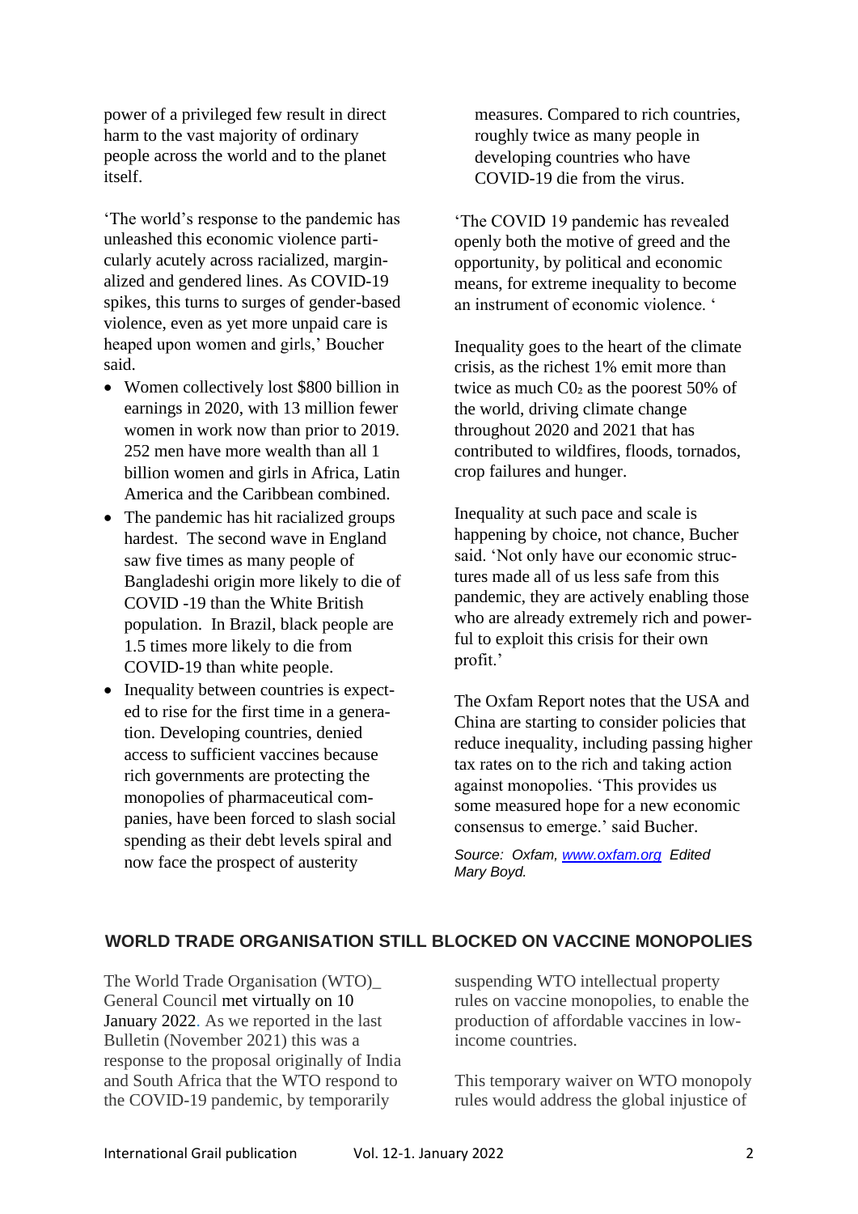power of a privileged few result in direct harm to the vast majority of ordinary people across the world and to the planet itself.

'The world's response to the pandemic has unleashed this economic violence particularly acutely across racialized, marginalized and gendered lines. As COVID-19 spikes, this turns to surges of gender-based violence, even as yet more unpaid care is heaped upon women and girls,' Boucher said.

- Women collectively lost $800 billion in earnings in 2020, with 13 million fewer women in work now than prior to 2019. 252 men have more wealth than all 1 billion women and girls in Africa, Latin America and the Caribbean combined.
- The pandemic has hit racialized groups hardest. The second wave in England saw five times as many people of Bangladeshi origin more likely to die of COVID -19 than the White British population. In Brazil, black people are 1.5 times more likely to die from COVID-19 than white people.
- Inequality between countries is expected to rise for the first time in a generation. Developing countries, denied access to sufficient vaccines because rich governments are protecting the monopolies of pharmaceutical companies, have been forced to slash social spending as their debt levels spiral and now face the prospect of austerity measures. Compared to rich countries, roughly twice as many people in developing countries who have COVID-19 die from the virus.

'The COVID 19 pandemic has revealed openly both the motive of greed and the opportunity, by political and economic means, for extreme inequality to become an instrument of economic violence. '

Inequality goes to the heart of the climate crisis, as the richest 1% emit more than twice as much $CO_2$ as the poorest 50% of the world, driving climate change throughout 2020 and 2021 that has contributed to wildfires, floods, tornados, crop failures and hunger.

Inequality at such pace and scale is happening by choice, not chance, Bucher said. 'Not only have our economic structures made all of us less safe from this pandemic, they are actively enabling those who are already extremely rich and powerful to exploit this crisis for their own profit.'

The Oxfam Report notes that the USA and China are starting to consider policies that reduce inequality, including passing higher tax rates on to the rich and taking action against monopolies. 'This provides us some measured hope for a new economic consensus to emerge.' said Bucher.

*Source: Oxfam, [www.oxfam.org](http://www.oxfam.org) Edited Mary Boyd.*

## WORLD TRADE ORGANISATION STILL BLOCKED ON VACCINE MONOPOLIES

The World Trade Organisation (WTO)_ General Council met virtually on 10 January 2022. As we reported in the last Bulletin (November 2021) this was a response to the proposal originally of India and South Africa that the WTO respond to the COVID-19 pandemic, by temporarily suspending WTO intellectual property rules on vaccine monopolies, to enable the production of affordable vaccines in low-income countries.

This temporary waiver on WTO monopoly rules would address the global injustice of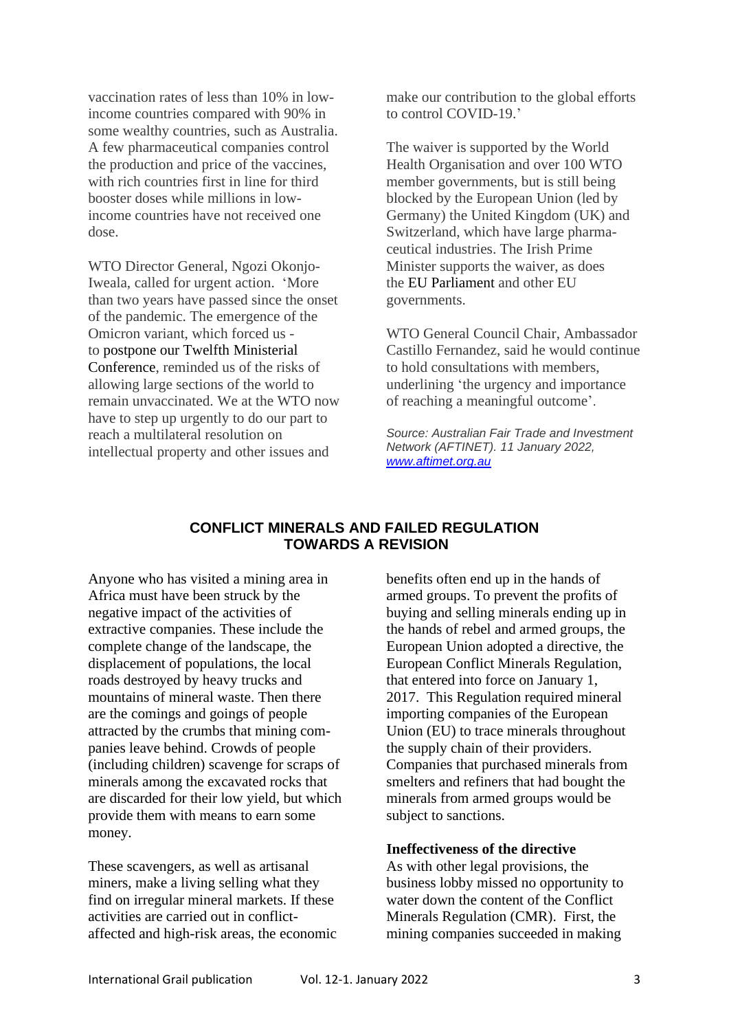vaccination rates of less than 10% in low-income countries compared with 90% in some wealthy countries, such as Australia. A few pharmaceutical companies control the production and price of the vaccines, with rich countries first in line for third booster doses while millions in low-income countries have not received one dose.

WTO Director General, Ngozi Okonjo-Iweala, called for urgent action. 'More than two years have passed since the onset of the pandemic. The emergence of the Omicron variant, which forced us - to postpone our Twelfth Ministerial Conference, reminded us of the risks of allowing large sections of the world to remain unvaccinated. We at the WTO now have to step up urgently to do our part to reach a multilateral resolution on intellectual property and other issues and make our contribution to the global efforts to control COVID-19.'

The waiver is supported by the World Health Organisation and over 100 WTO member governments, but is still being blocked by the European Union (led by Germany) the United Kingdom (UK) and Switzerland, which have large pharmaceutical industries. The Irish Prime Minister supports the waiver, as does the EU Parliament and other EU governments.

WTO General Council Chair, Ambassador Castillo Fernandez, said he would continue to hold consultations with members, underlining 'the urgency and importance of reaching a meaningful outcome'.

*Source: Australian Fair Trade and Investment Network (AFTINET). 11 January 2022, www.aftimet.org.au*

## CONFLICT MINERALS AND FAILED REGULATION TOWARDS A REVISION

Anyone who has visited a mining area in Africa must have been struck by the negative impact of the activities of extractive companies. These include the complete change of the landscape, the displacement of populations, the local roads destroyed by heavy trucks and mountains of mineral waste. Then there are the comings and goings of people attracted by the crumbs that mining companies leave behind. Crowds of people (including children) scavenge for scraps of minerals among the excavated rocks that are discarded for their low yield, but which provide them with means to earn some money.

These scavengers, as well as artisanal miners, make a living selling what they find on irregular mineral markets. If these activities are carried out in conflict-affected and high-risk areas, the economic benefits often end up in the hands of armed groups. To prevent the profits of buying and selling minerals ending up in the hands of rebel and armed groups, the European Union adopted a directive, the European Conflict Minerals Regulation, that entered into force on January 1, 2017. This Regulation required mineral importing companies of the European Union (EU) to trace minerals throughout the supply chain of their providers. Companies that purchased minerals from smelters and refiners that had bought the minerals from armed groups would be subject to sanctions.

**Ineffectiveness of the directive**

As with other legal provisions, the business lobby missed no opportunity to water down the content of the Conflict Minerals Regulation (CMR). First, the mining companies succeeded in making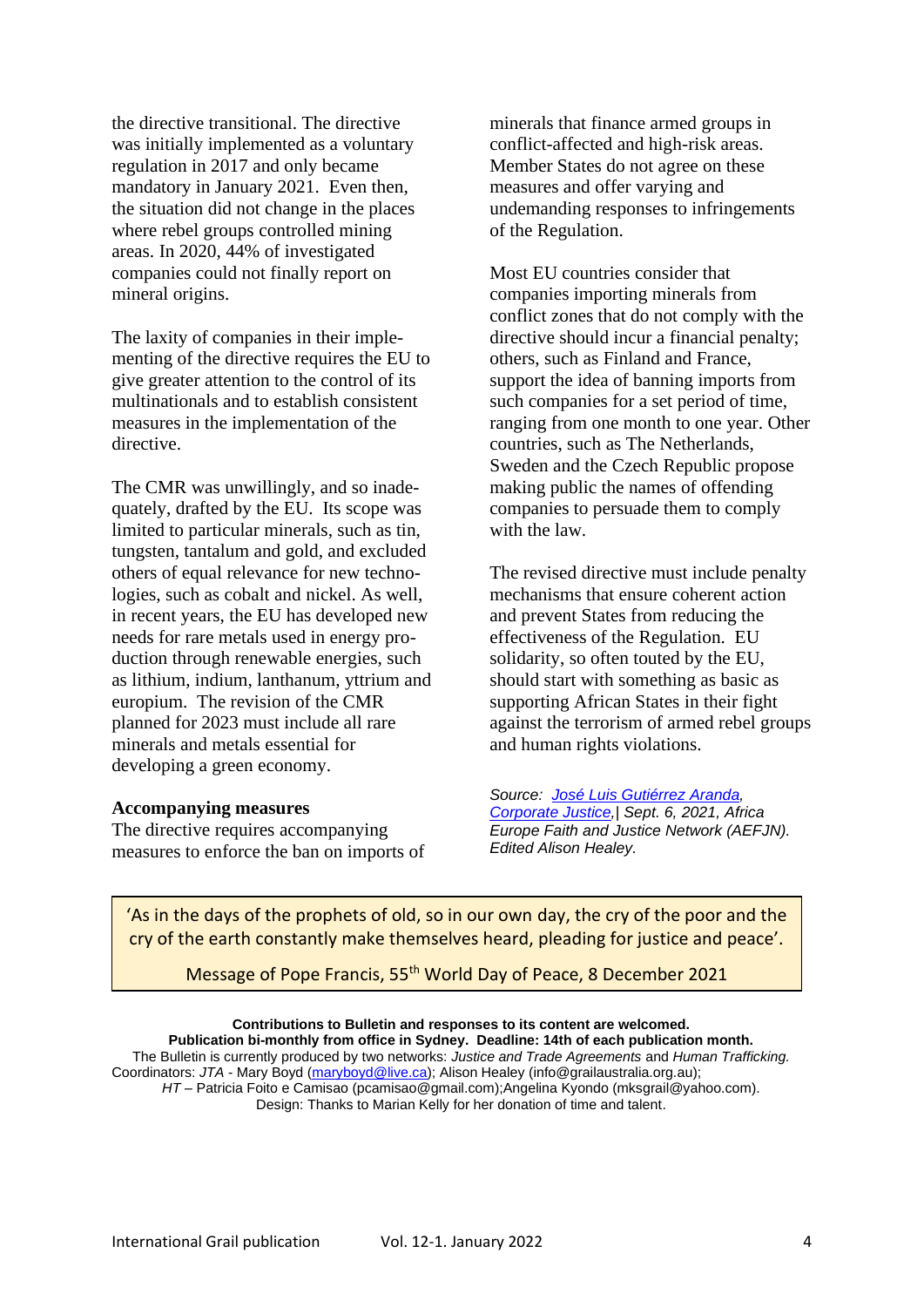the directive transitional. The directive was initially implemented as a voluntary regulation in 2017 and only became mandatory in January 2021. Even then, the situation did not change in the places where rebel groups controlled mining areas. In 2020, 44% of investigated companies could not finally report on mineral origins.

The laxity of companies in their implementing of the directive requires the EU to give greater attention to the control of its multinationals and to establish consistent measures in the implementation of the directive.

The CMR was unwillingly, and so inadequately, drafted by the EU. Its scope was limited to particular minerals, such as tin, tungsten, tantalum and gold, and excluded others of equal relevance for new technologies, such as cobalt and nickel. As well, in recent years, the EU has developed new needs for rare metals used in energy production through renewable energies, such as lithium, indium, lanthanum, yttrium and europium. The revision of the CMR planned for 2023 must include all rare minerals and metals essential for developing a green economy.

**Accompanying measures**

The directive requires accompanying measures to enforce the ban on imports of minerals that finance armed groups in conflict-affected and high-risk areas. Member States do not agree on these measures and offer varying and undemanding responses to infringements of the Regulation.

Most EU countries consider that companies importing minerals from conflict zones that do not comply with the directive should incur a financial penalty; others, such as Finland and France, support the idea of banning imports from such companies for a set period of time, ranging from one month to one year. Other countries, such as The Netherlands, Sweden and the Czech Republic propose making public the names of offending companies to persuade them to comply with the law.

The revised directive must include penalty mechanisms that ensure coherent action and prevent States from reducing the effectiveness of the Regulation. EU solidarity, so often touted by the EU, should start with something as basic as supporting African States in their fight against the terrorism of armed rebel groups and human rights violations.

*Source: José Luis Gutiérrez Aranda, Corporate Justice,| Sept. 6, 2021, Africa Europe Faith and Justice Network (AEFJN). Edited Alison Healey.*

> 'As in the days of the prophets of old, so in our own day, the cry of the poor and the cry of the earth constantly make themselves heard, pleading for justice and peace'.
>
> Message of Pope Francis, 55th World Day of Peace, 8 December 2021

**Contributions to Bulletin and responses to its content are welcomed.**
**Publication bi-monthly from office in Sydney. Deadline: 14th of each publication month.**
The Bulletin is currently produced by two networks: *Justice and Trade Agreements* and *Human Trafficking.*
Coordinators: *JTA* - Mary Boyd (maryboyd@live.ca); Alison Healey (info@grailaustralia.org.au);
*HT* – Patricia Foito e Camisao (pcamisao@gmail.com);Angelina Kyondo (mksgrail@yahoo.com).
Design: Thanks to Marian Kelly for her donation of time and talent.